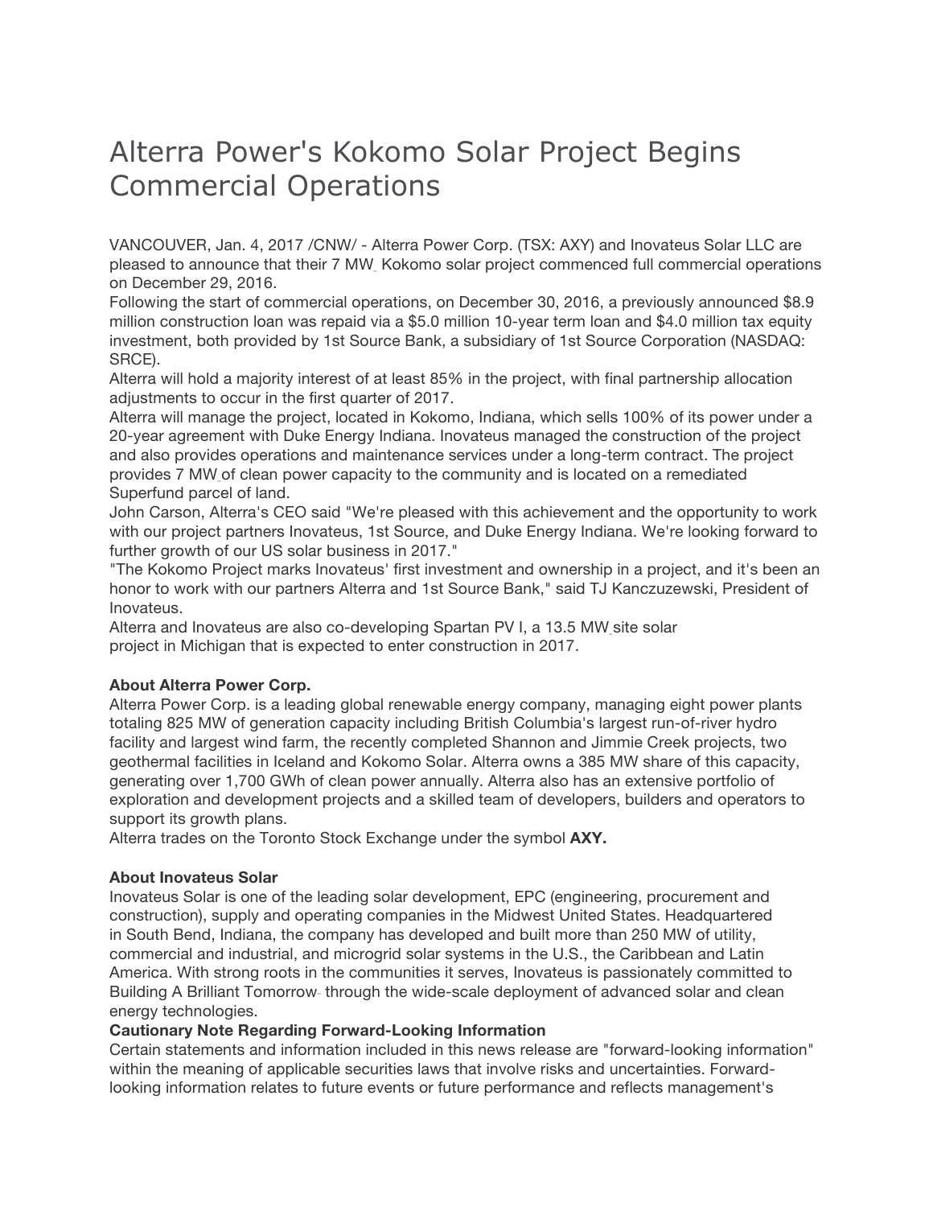# Alterra Power's Kokomo Solar Project Begins Commercial Operations

VANCOUVER, Jan. 4, 2017 /CNW/ - Alterra Power Corp. (TSX: AXY) and Inovateus Solar LLC are pleased to announce that their 7 MW Kokomo solar project commenced full commercial operations on December 29, 2016.

Following the start of commercial operations, on December 30, 2016, a previously announced $8.9 million construction loan was repaid via a $5.0 million 10-year term loan and $4.0 million tax equity investment, both provided by 1st Source Bank, a subsidiary of 1st Source Corporation (NASDAQ: SRCE).

Alterra will hold a majority interest of at least 85% in the project, with final partnership allocation adjustments to occur in the first quarter of 2017.

Alterra will manage the project, located in Kokomo, Indiana, which sells 100% of its power under a 20-year agreement with Duke Energy Indiana. Inovateus managed the construction of the project and also provides operations and maintenance services under a long-term contract. The project provides 7 MW of clean power capacity to the community and is located on a remediated Superfund parcel of land.

John Carson, Alterra's CEO said "We're pleased with this achievement and the opportunity to work with our project partners Inovateus, 1st Source, and Duke Energy Indiana. We're looking forward to further growth of our US solar business in 2017."

"The Kokomo Project marks Inovateus' first investment and ownership in a project, and it's been an honor to work with our partners Alterra and 1st Source Bank," said TJ Kanczuzewski, President of Inovateus.

Alterra and Inovateus are also co-developing Spartan PV I, a 13.5 MW site solar project in Michigan that is expected to enter construction in 2017.

**About Alterra Power Corp.**

Alterra Power Corp. is a leading global renewable energy company, managing eight power plants totaling 825 MW of generation capacity including British Columbia's largest run-of-river hydro facility and largest wind farm, the recently completed Shannon and Jimmie Creek projects, two geothermal facilities in Iceland and Kokomo Solar. Alterra owns a 385 MW share of this capacity, generating over 1,700 GWh of clean power annually. Alterra also has an extensive portfolio of exploration and development projects and a skilled team of developers, builders and operators to support its growth plans.

Alterra trades on the Toronto Stock Exchange under the symbol **AXY.**

**About Inovateus Solar**

Inovateus Solar is one of the leading solar development, EPC (engineering, procurement and construction), supply and operating companies in the Midwest United States. Headquartered in South Bend, Indiana, the company has developed and built more than 250 MW of utility, commercial and industrial, and microgrid solar systems in the U.S., the Caribbean and Latin America. With strong roots in the communities it serves, Inovateus is passionately committed to Building A Brilliant Tomorrow through the wide-scale deployment of advanced solar and clean energy technologies.

**Cautionary Note Regarding Forward-Looking Information**

Certain statements and information included in this news release are "forward-looking information" within the meaning of applicable securities laws that involve risks and uncertainties. Forward-looking information relates to future events or future performance and reflects management's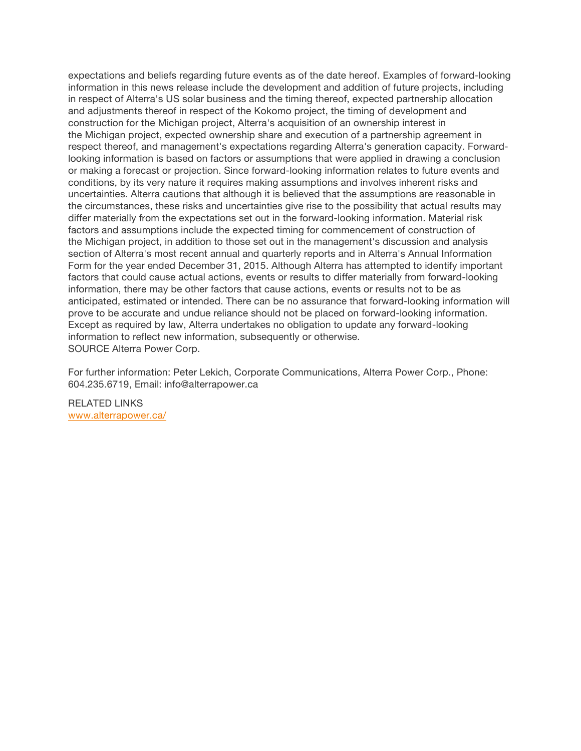expectations and beliefs regarding future events as of the date hereof. Examples of forward-looking information in this news release include the development and addition of future projects, including in respect of Alterra's US solar business and the timing thereof, expected partnership allocation and adjustments thereof in respect of the Kokomo project, the timing of development and construction for the Michigan project, Alterra's acquisition of an ownership interest in the Michigan project, expected ownership share and execution of a partnership agreement in respect thereof, and management's expectations regarding Alterra's generation capacity. Forward-looking information is based on factors or assumptions that were applied in drawing a conclusion or making a forecast or projection. Since forward-looking information relates to future events and conditions, by its very nature it requires making assumptions and involves inherent risks and uncertainties. Alterra cautions that although it is believed that the assumptions are reasonable in the circumstances, these risks and uncertainties give rise to the possibility that actual results may differ materially from the expectations set out in the forward-looking information. Material risk factors and assumptions include the expected timing for commencement of construction of the Michigan project, in addition to those set out in the management's discussion and analysis section of Alterra's most recent annual and quarterly reports and in Alterra's Annual Information Form for the year ended December 31, 2015. Although Alterra has attempted to identify important factors that could cause actual actions, events or results to differ materially from forward-looking information, there may be other factors that cause actions, events or results not to be as anticipated, estimated or intended. There can be no assurance that forward-looking information will prove to be accurate and undue reliance should not be placed on forward-looking information. Except as required by law, Alterra undertakes no obligation to update any forward-looking information to reflect new information, subsequently or otherwise.
SOURCE Alterra Power Corp.

For further information: Peter Lekich, Corporate Communications, Alterra Power Corp., Phone: 604.235.6719, Email: info@alterrapower.ca

RELATED LINKS
www.alterrapower.ca/